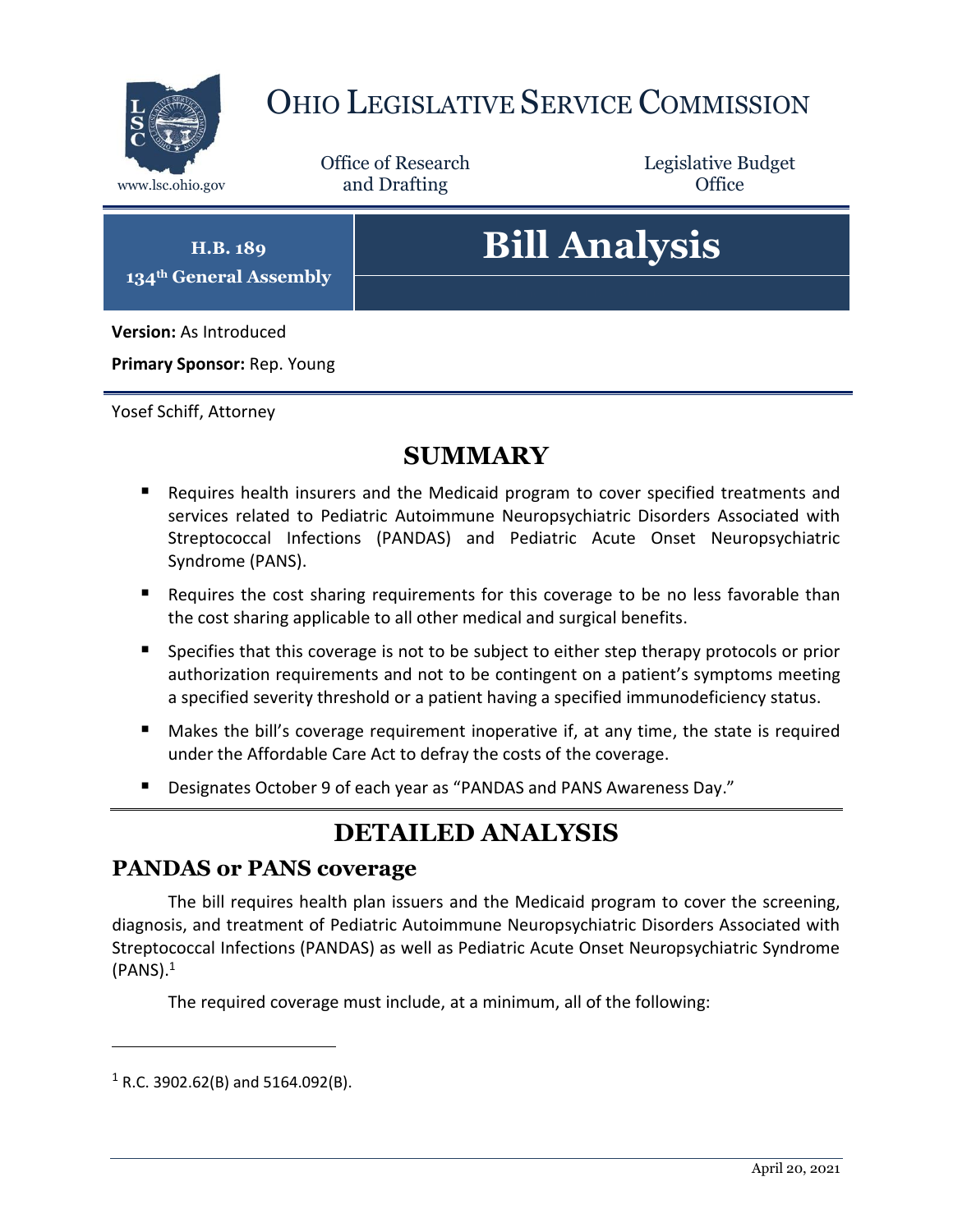# Ohio Legislative Service Commission

www.lsc.ohio.gov

Office of Research and Drafting

Legislative Budget Office

**H.B. 189**
**134th General Assembly**

# Bill Analysis

**Version:** As Introduced

**Primary Sponsor:** Rep. Young

Yosef Schiff, Attorney

## SUMMARY

- Requires health insurers and the Medicaid program to cover specified treatments and services related to Pediatric Autoimmune Neuropsychiatric Disorders Associated with Streptococcal Infections (PANDAS) and Pediatric Acute Onset Neuropsychiatric Syndrome (PANS).
- Requires the cost sharing requirements for this coverage to be no less favorable than the cost sharing applicable to all other medical and surgical benefits.
- Specifies that this coverage is not to be subject to either step therapy protocols or prior authorization requirements and not to be contingent on a patient's symptoms meeting a specified severity threshold or a patient having a specified immunodeficiency status.
- Makes the bill's coverage requirement inoperative if, at any time, the state is required under the Affordable Care Act to defray the costs of the coverage.
- Designates October 9 of each year as "PANDAS and PANS Awareness Day."

## DETAILED ANALYSIS

### PANDAS or PANS coverage

The bill requires health plan issuers and the Medicaid program to cover the screening, diagnosis, and treatment of Pediatric Autoimmune Neuropsychiatric Disorders Associated with Streptococcal Infections (PANDAS) as well as Pediatric Acute Onset Neuropsychiatric Syndrome (PANS).[1]

The required coverage must include, at a minimum, all of the following:

[1] R.C. 3902.62(B) and 5164.092(B).

April 20, 2021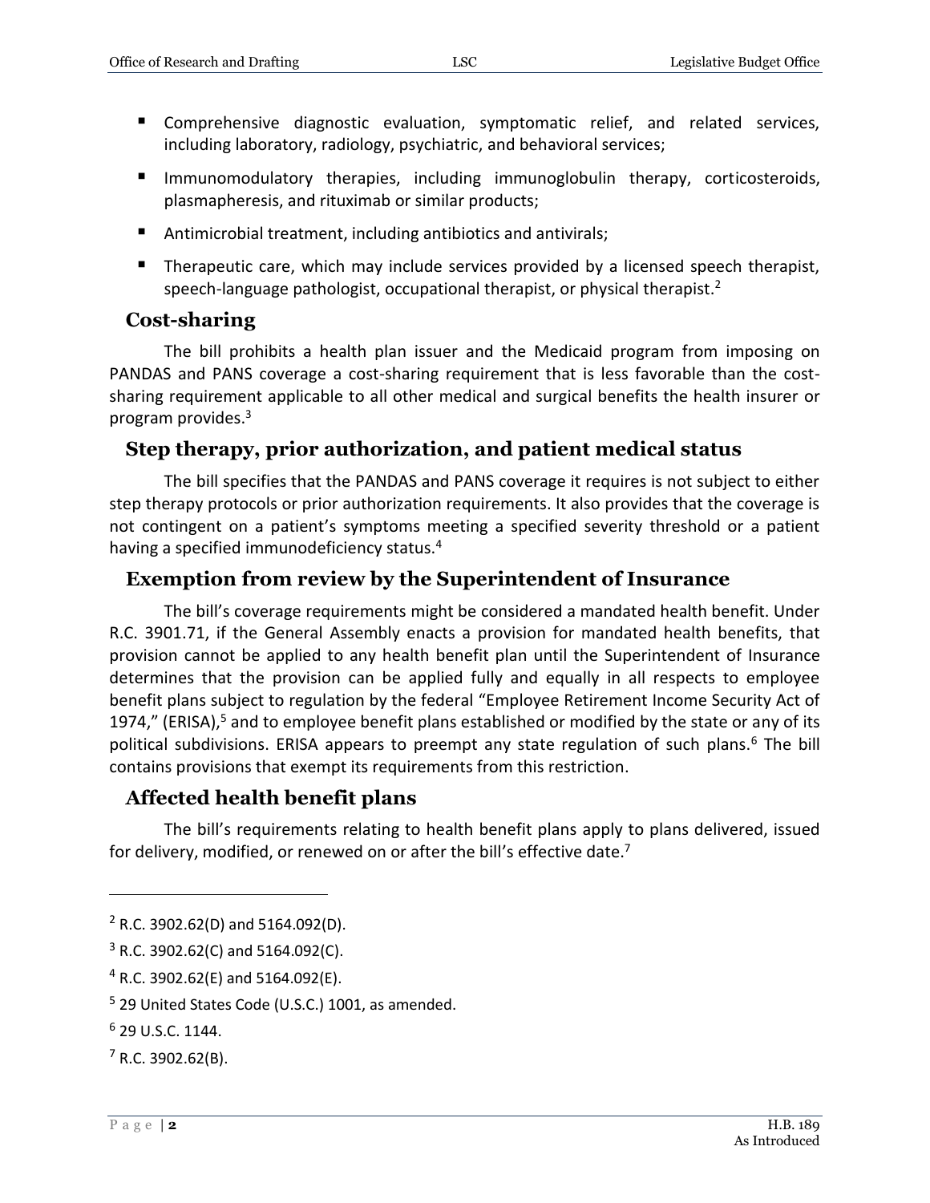- Comprehensive diagnostic evaluation, symptomatic relief, and related services, including laboratory, radiology, psychiatric, and behavioral services;
- Immunomodulatory therapies, including immunoglobulin therapy, corticosteroids, plasmapheresis, and rituximab or similar products;
- Antimicrobial treatment, including antibiotics and antivirals;
- Therapeutic care, which may include services provided by a licensed speech therapist, speech-language pathologist, occupational therapist, or physical therapist.[2]

## Cost-sharing

The bill prohibits a health plan issuer and the Medicaid program from imposing on PANDAS and PANS coverage a cost-sharing requirement that is less favorable than the cost-sharing requirement applicable to all other medical and surgical benefits the health insurer or program provides.[3]

## Step therapy, prior authorization, and patient medical status

The bill specifies that the PANDAS and PANS coverage it requires is not subject to either step therapy protocols or prior authorization requirements. It also provides that the coverage is not contingent on a patient's symptoms meeting a specified severity threshold or a patient having a specified immunodeficiency status.[4]

## Exemption from review by the Superintendent of Insurance

The bill's coverage requirements might be considered a mandated health benefit. Under R.C. 3901.71, if the General Assembly enacts a provision for mandated health benefits, that provision cannot be applied to any health benefit plan until the Superintendent of Insurance determines that the provision can be applied fully and equally in all respects to employee benefit plans subject to regulation by the federal "Employee Retirement Income Security Act of 1974," (ERISA),[5] and to employee benefit plans established or modified by the state or any of its political subdivisions. ERISA appears to preempt any state regulation of such plans.[6] The bill contains provisions that exempt its requirements from this restriction.

## Affected health benefit plans

The bill's requirements relating to health benefit plans apply to plans delivered, issued for delivery, modified, or renewed on or after the bill's effective date.[7]

---

[2] R.C. 3902.62(D) and 5164.092(D).

[3] R.C. 3902.62(C) and 5164.092(C).

[4] R.C. 3902.62(E) and 5164.092(E).

[5] 29 United States Code (U.S.C.) 1001, as amended.

[6] 29 U.S.C. 1144.

[7] R.C. 3902.62(B).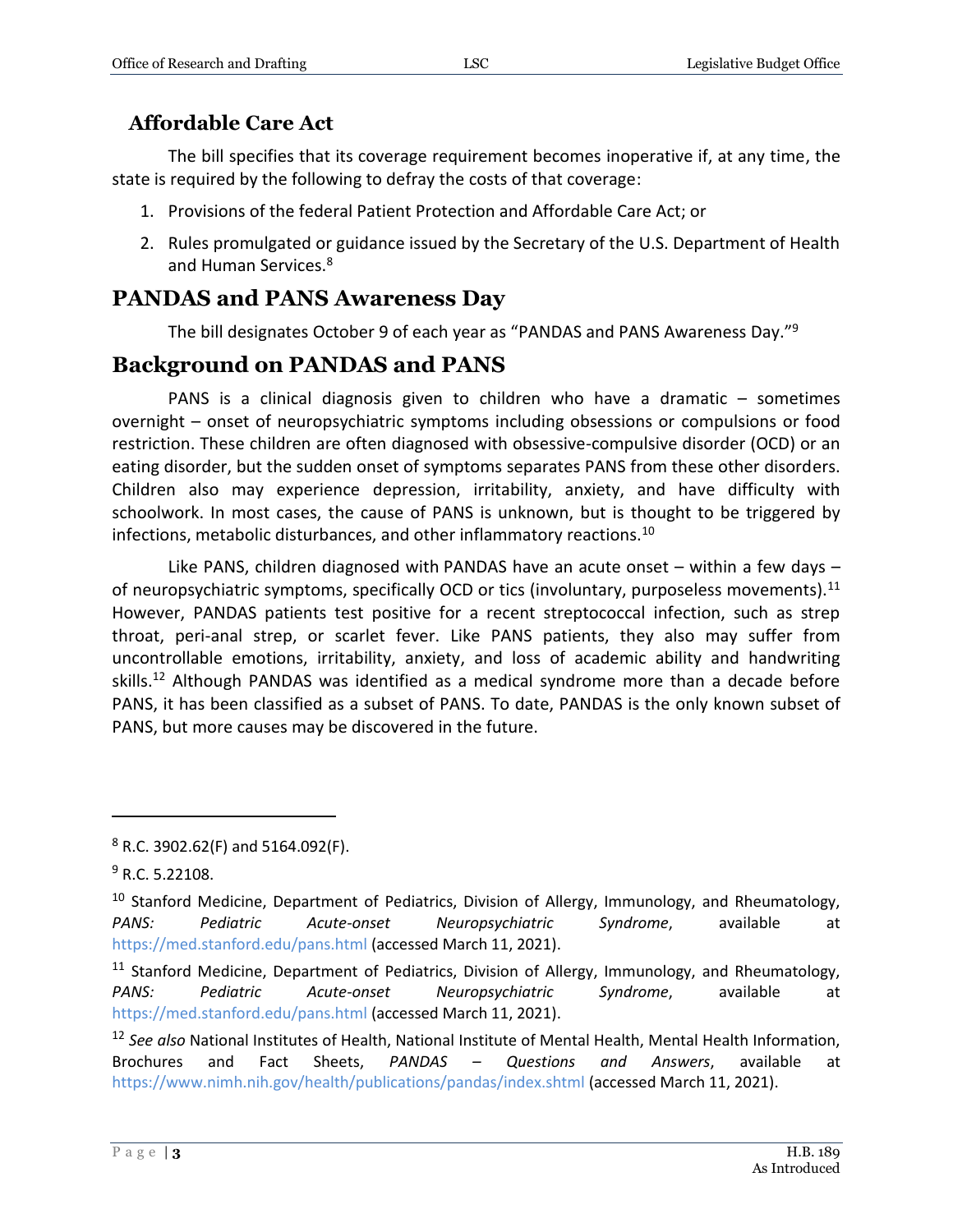### Affordable Care Act

The bill specifies that its coverage requirement becomes inoperative if, at any time, the state is required by the following to defray the costs of that coverage:

1. Provisions of the federal Patient Protection and Affordable Care Act; or
2. Rules promulgated or guidance issued by the Secretary of the U.S. Department of Health and Human Services.[8]

## PANDAS and PANS Awareness Day

The bill designates October 9 of each year as "PANDAS and PANS Awareness Day."[9]

## Background on PANDAS and PANS

PANS is a clinical diagnosis given to children who have a dramatic – sometimes overnight – onset of neuropsychiatric symptoms including obsessions or compulsions or food restriction. These children are often diagnosed with obsessive-compulsive disorder (OCD) or an eating disorder, but the sudden onset of symptoms separates PANS from these other disorders. Children also may experience depression, irritability, anxiety, and have difficulty with schoolwork. In most cases, the cause of PANS is unknown, but is thought to be triggered by infections, metabolic disturbances, and other inflammatory reactions.[10]

Like PANS, children diagnosed with PANDAS have an acute onset – within a few days – of neuropsychiatric symptoms, specifically OCD or tics (involuntary, purposeless movements).[11] However, PANDAS patients test positive for a recent streptococcal infection, such as strep throat, peri-anal strep, or scarlet fever. Like PANS patients, they also may suffer from uncontrollable emotions, irritability, anxiety, and loss of academic ability and handwriting skills.[12] Although PANDAS was identified as a medical syndrome more than a decade before PANS, it has been classified as a subset of PANS. To date, PANDAS is the only known subset of PANS, but more causes may be discovered in the future.

---

[8] R.C. 3902.62(F) and 5164.092(F).

[9] R.C. 5.22108.

[10] Stanford Medicine, Department of Pediatrics, Division of Allergy, Immunology, and Rheumatology, *PANS: Pediatric Acute-onset Neuropsychiatric Syndrome*, available at https://med.stanford.edu/pans.html (accessed March 11, 2021).

[11] Stanford Medicine, Department of Pediatrics, Division of Allergy, Immunology, and Rheumatology, *PANS: Pediatric Acute-onset Neuropsychiatric Syndrome*, available at https://med.stanford.edu/pans.html (accessed March 11, 2021).

[12] *See also* National Institutes of Health, National Institute of Mental Health, Mental Health Information, Brochures and Fact Sheets, *PANDAS – Questions and Answers*, available at https://www.nimh.nih.gov/health/publications/pandas/index.shtml (accessed March 11, 2021).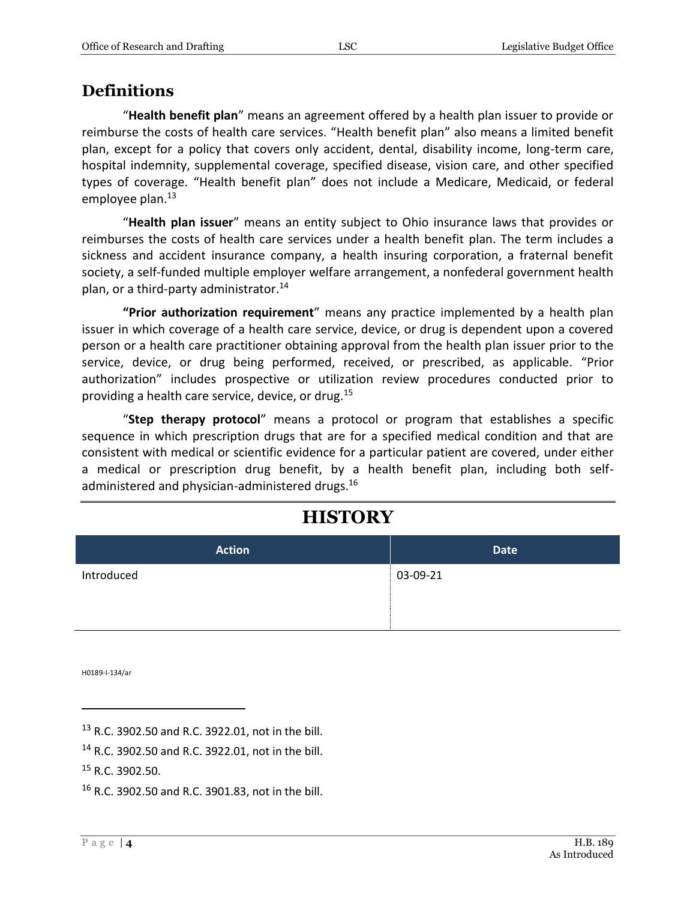## Definitions

"**Health benefit plan**" means an agreement offered by a health plan issuer to provide or reimburse the costs of health care services. "Health benefit plan" also means a limited benefit plan, except for a policy that covers only accident, dental, disability income, long-term care, hospital indemnity, supplemental coverage, specified disease, vision care, and other specified types of coverage. "Health benefit plan" does not include a Medicare, Medicaid, or federal employee plan.[13]

"**Health plan issuer**" means an entity subject to Ohio insurance laws that provides or reimburses the costs of health care services under a health benefit plan. The term includes a sickness and accident insurance company, a health insuring corporation, a fraternal benefit society, a self-funded multiple employer welfare arrangement, a nonfederal government health plan, or a third-party administrator.[14]

**"Prior authorization requirement**" means any practice implemented by a health plan issuer in which coverage of a health care service, device, or drug is dependent upon a covered person or a health care practitioner obtaining approval from the health plan issuer prior to the service, device, or drug being performed, received, or prescribed, as applicable. "Prior authorization" includes prospective or utilization review procedures conducted prior to providing a health care service, device, or drug.[15]

"**Step therapy protocol**" means a protocol or program that establishes a specific sequence in which prescription drugs that are for a specified medical condition and that are consistent with medical or scientific evidence for a particular patient are covered, under either a medical or prescription drug benefit, by a health benefit plan, including both self-administered and physician-administered drugs.[16]

# HISTORY

| Action | Date |
|---|---|
| Introduced | 03-09-21 |

H0189-I-134/ar

[13] R.C. 3902.50 and R.C. 3922.01, not in the bill.

[14] R.C. 3902.50 and R.C. 3922.01, not in the bill.

[15] R.C. 3902.50.

[16] R.C. 3902.50 and R.C. 3901.83, not in the bill.